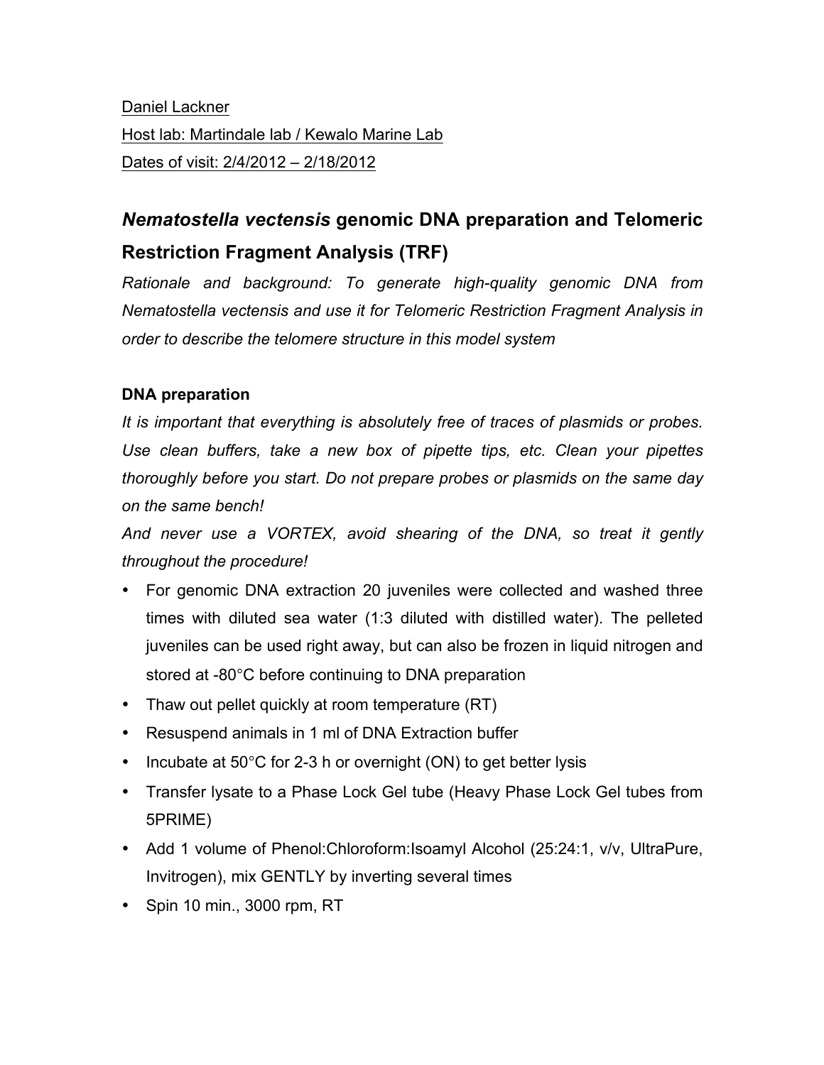Daniel Lackner

Host lab: Martindale lab / Kewalo Marine Lab

Dates of visit: 2/4/2012 – 2/18/2012

# *Nematostella vectensis* genomic DNA preparation and Telomeric Restriction Fragment Analysis (TRF)

*Rationale and background: To generate high-quality genomic DNA from Nematostella vectensis and use it for Telomeric Restriction Fragment Analysis in order to describe the telomere structure in this model system*

## DNA preparation

*It is important that everything is absolutely free of traces of plasmids or probes. Use clean buffers, take a new box of pipette tips, etc. Clean your pipettes thoroughly before you start. Do not prepare probes or plasmids on the same day on the same bench!*

*And never use a VORTEX, avoid shearing of the DNA, so treat it gently throughout the procedure!*

- For genomic DNA extraction 20 juveniles were collected and washed three times with diluted sea water (1:3 diluted with distilled water). The pelleted juveniles can be used right away, but can also be frozen in liquid nitrogen and stored at -80°C before continuing to DNA preparation
- Thaw out pellet quickly at room temperature (RT)
- Resuspend animals in 1 ml of DNA Extraction buffer
- Incubate at 50°C for 2-3 h or overnight (ON) to get better lysis
- Transfer lysate to a Phase Lock Gel tube (Heavy Phase Lock Gel tubes from 5PRIME)
- Add 1 volume of Phenol:Chloroform:Isoamyl Alcohol (25:24:1, v/v, UltraPure, Invitrogen), mix GENTLY by inverting several times
- Spin 10 min., 3000 rpm, RT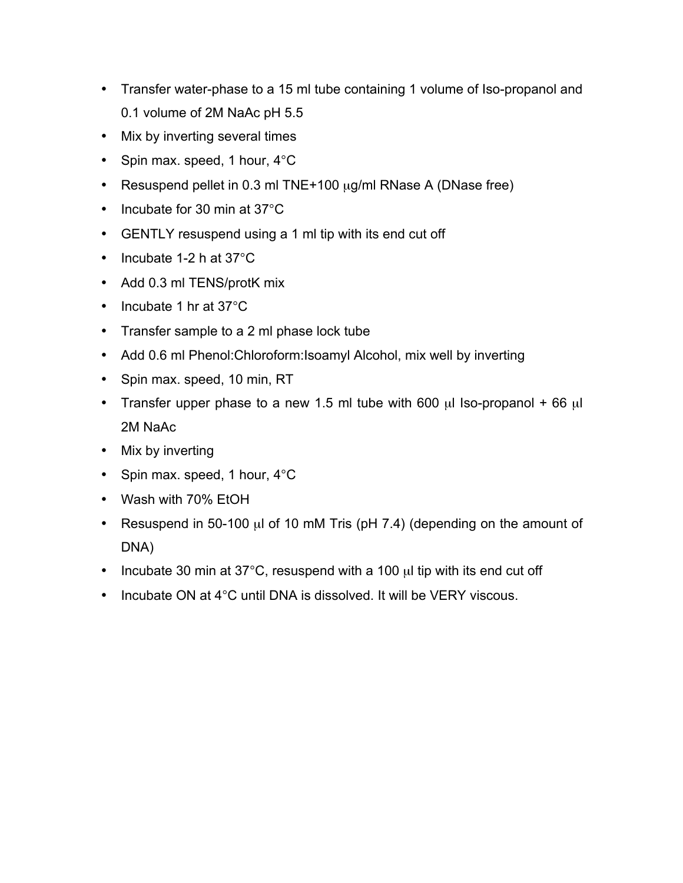- Transfer water-phase to a 15 ml tube containing 1 volume of Iso-propanol and 0.1 volume of 2M NaAc pH 5.5
- Mix by inverting several times
- Spin max. speed, 1 hour, 4°C
- Resuspend pellet in 0.3 ml TNE+100 μg/ml RNase A (DNase free)
- Incubate for 30 min at 37°C
- GENTLY resuspend using a 1 ml tip with its end cut off
- Incubate 1-2 h at 37°C
- Add 0.3 ml TENS/protK mix
- Incubate 1 hr at 37°C
- Transfer sample to a 2 ml phase lock tube
- Add 0.6 ml Phenol:Chloroform:Isoamyl Alcohol, mix well by inverting
- Spin max. speed, 10 min, RT
- Transfer upper phase to a new 1.5 ml tube with 600 μl Iso-propanol + 66 μl 2M NaAc
- Mix by inverting
- Spin max. speed, 1 hour, 4°C
- Wash with 70% EtOH
- Resuspend in 50-100 μl of 10 mM Tris (pH 7.4) (depending on the amount of DNA)
- Incubate 30 min at 37°C, resuspend with a 100 μl tip with its end cut off
- Incubate ON at 4°C until DNA is dissolved. It will be VERY viscous.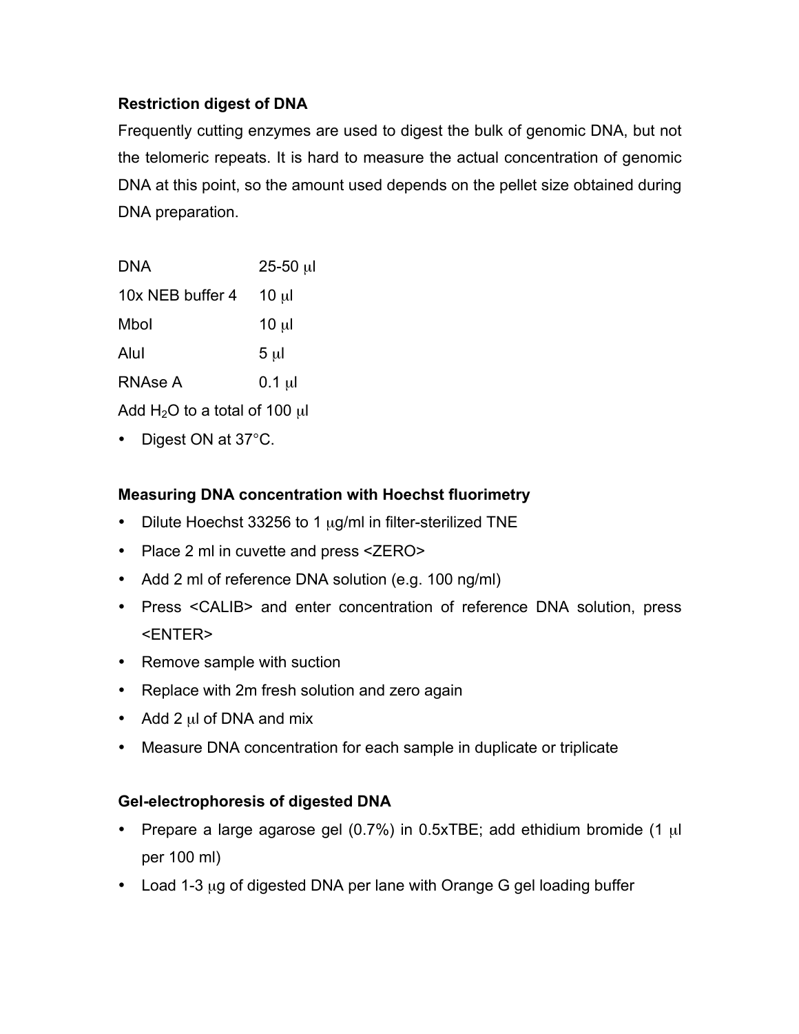**Restriction digest of DNA**

Frequently cutting enzymes are used to digest the bulk of genomic DNA, but not the telomeric repeats. It is hard to measure the actual concentration of genomic DNA at this point, so the amount used depends on the pellet size obtained during DNA preparation.

| | |
|---|---|
| DNA | 25-50 μl |
| 10x NEB buffer 4 | 10 μl |
| MboI | 10 μl |
| AluI | 5 μl |
| RNAse A | 0.1 μl |

Add $H_2O$ to a total of 100 μl

- Digest ON at 37°C.

**Measuring DNA concentration with Hoechst fluorimetry**

- Dilute Hoechst 33256 to 1 μg/ml in filter-sterilized TNE
- Place 2 ml in cuvette and press <ZERO>
- Add 2 ml of reference DNA solution (e.g. 100 ng/ml)
- Press <CALIB> and enter concentration of reference DNA solution, press <ENTER>
- Remove sample with suction
- Replace with 2m fresh solution and zero again
- Add 2 μl of DNA and mix
- Measure DNA concentration for each sample in duplicate or triplicate

**Gel-electrophoresis of digested DNA**

- Prepare a large agarose gel (0.7%) in 0.5xTBE; add ethidium bromide (1 μl per 100 ml)
- Load 1-3 μg of digested DNA per lane with Orange G gel loading buffer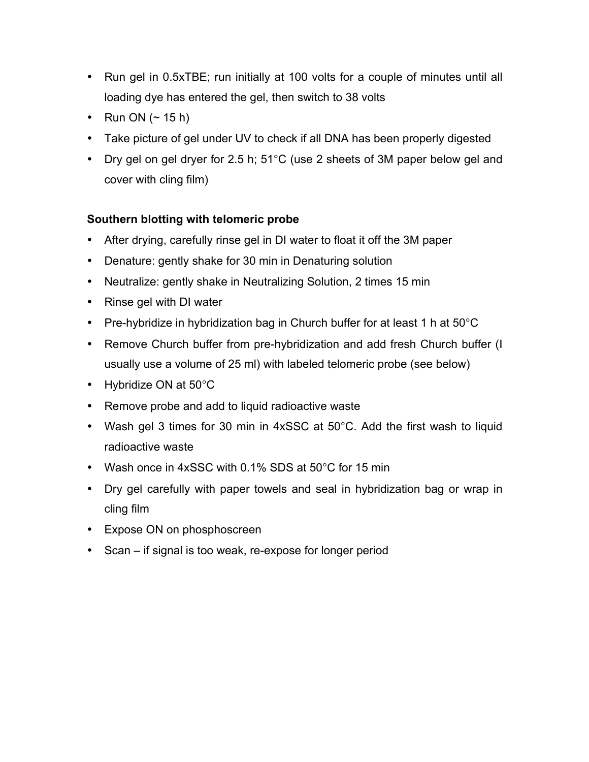- Run gel in 0.5xTBE; run initially at 100 volts for a couple of minutes until all loading dye has entered the gel, then switch to 38 volts
- Run ON (~ 15 h)
- Take picture of gel under UV to check if all DNA has been properly digested
- Dry gel on gel dryer for 2.5 h; 51°C (use 2 sheets of 3M paper below gel and cover with cling film)

**Southern blotting with telomeric probe**

- After drying, carefully rinse gel in DI water to float it off the 3M paper
- Denature: gently shake for 30 min in Denaturing solution
- Neutralize: gently shake in Neutralizing Solution, 2 times 15 min
- Rinse gel with DI water
- Pre-hybridize in hybridization bag in Church buffer for at least 1 h at 50°C
- Remove Church buffer from pre-hybridization and add fresh Church buffer (I usually use a volume of 25 ml) with labeled telomeric probe (see below)
- Hybridize ON at 50°C
- Remove probe and add to liquid radioactive waste
- Wash gel 3 times for 30 min in 4xSSC at 50°C. Add the first wash to liquid radioactive waste
- Wash once in 4xSSC with 0.1% SDS at 50°C for 15 min
- Dry gel carefully with paper towels and seal in hybridization bag or wrap in cling film
- Expose ON on phosphoscreen
- Scan – if signal is too weak, re-expose for longer period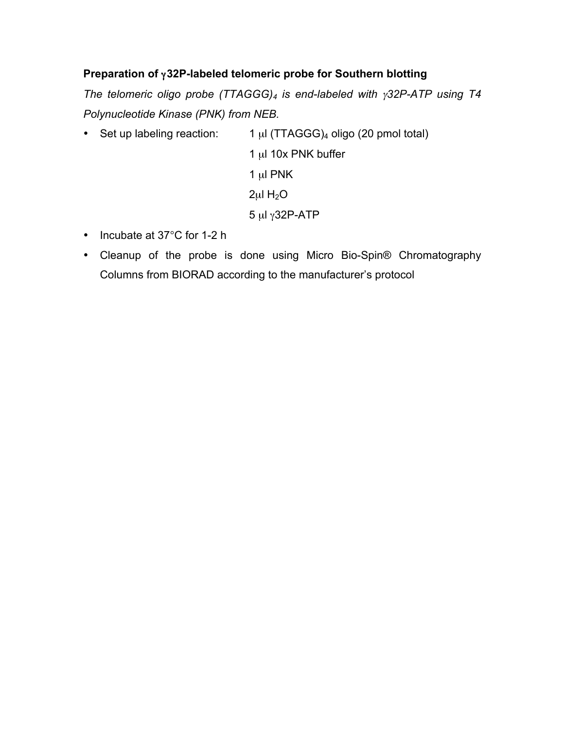**Preparation of γ32P-labeled telomeric probe for Southern blotting**

*The telomeric oligo probe $(TTAGGG)_4$ is end-labeled with γ32P-ATP using T4 Polynucleotide Kinase (PNK) from NEB.*

- Set up labeling reaction:
  - 1 μl $(TTAGGG)_4$ oligo (20 pmol total)
  - 1 μl 10x PNK buffer
  - 1 μl PNK
  - 2μl $H_2O$
  - 5 μl γ32P-ATP
- Incubate at 37°C for 1-2 h
- Cleanup of the probe is done using Micro Bio-Spin® Chromatography Columns from BIORAD according to the manufacturer's protocol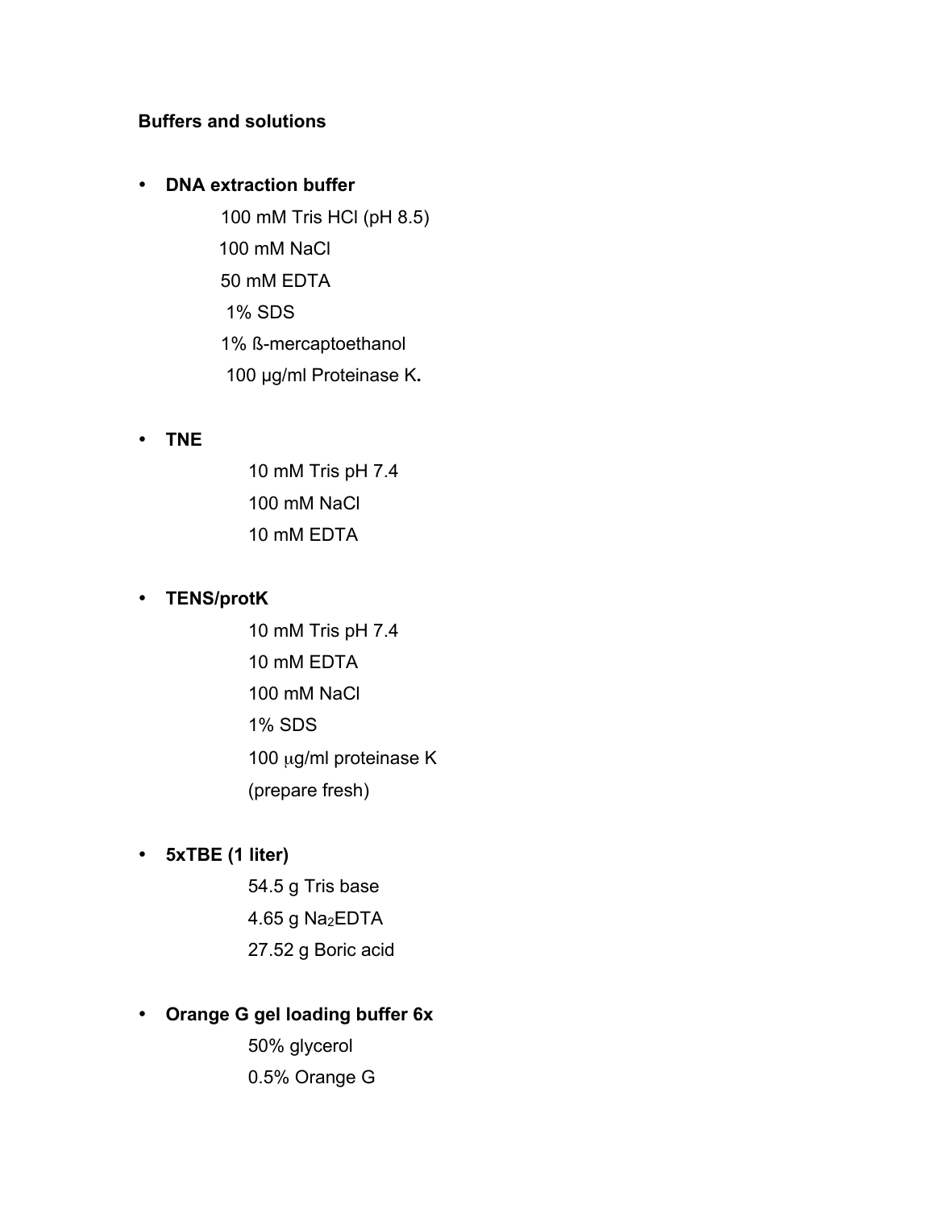**Buffers and solutions**

- **DNA extraction buffer**
  - 100 mM Tris HCl (pH 8.5)
  - 100 mM NaCl
  - 50 mM EDTA
  - 1% SDS
  - 1% ß-mercaptoethanol
  - 100 µg/ml Proteinase K.

- **TNE**
  - 10 mM Tris pH 7.4
  - 100 mM NaCl
  - 10 mM EDTA

- **TENS/protK**
  - 10 mM Tris pH 7.4
  - 10 mM EDTA
  - 100 mM NaCl
  - 1% SDS
  - 100 µg/ml proteinase K
  - (prepare fresh)

- **5xTBE (1 liter)**
  - 54.5 g Tris base
  - 4.65 g $Na_2$EDTA
  - 27.52 g Boric acid

- **Orange G gel loading buffer 6x**
  - 50% glycerol
  - 0.5% Orange G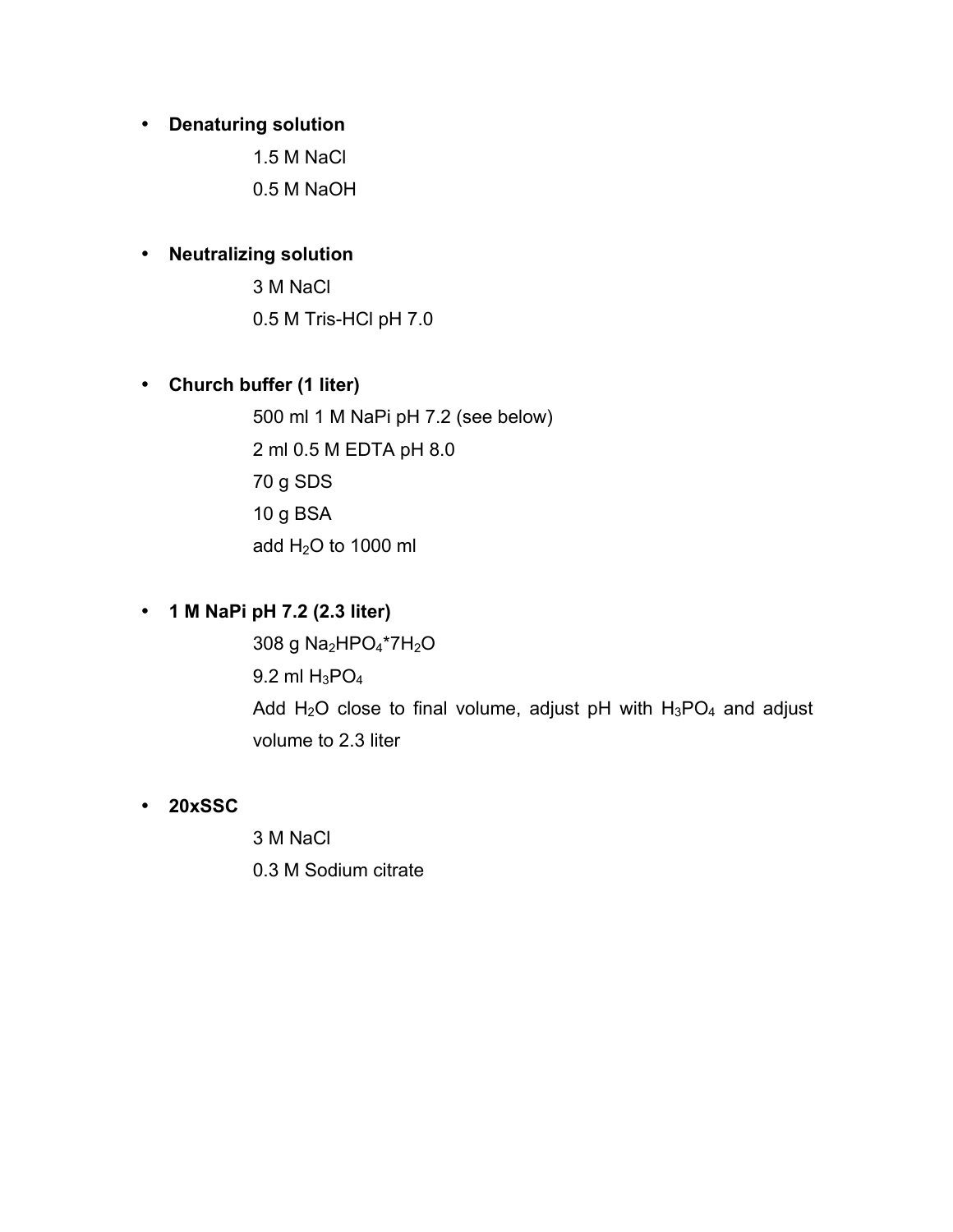- **Denaturing solution**

  1.5 M NaCl

  0.5 M NaOH

- **Neutralizing solution**

  3 M NaCl

  0.5 M Tris-HCl pH 7.0

- **Church buffer (1 liter)**

  500 ml 1 M NaPi pH 7.2 (see below)

  2 ml 0.5 M EDTA pH 8.0

  70 g SDS

  10 g BSA

  add $H_2O$ to 1000 ml

- **1 M NaPi pH 7.2 (2.3 liter)**

  308 g $Na_2HPO_4$*$7H_2O$

  9.2 ml $H_3PO_4$

  Add $H_2O$ close to final volume, adjust pH with $H_3PO_4$ and adjust volume to 2.3 liter

- **20xSSC**

  3 M NaCl

  0.3 M Sodium citrate